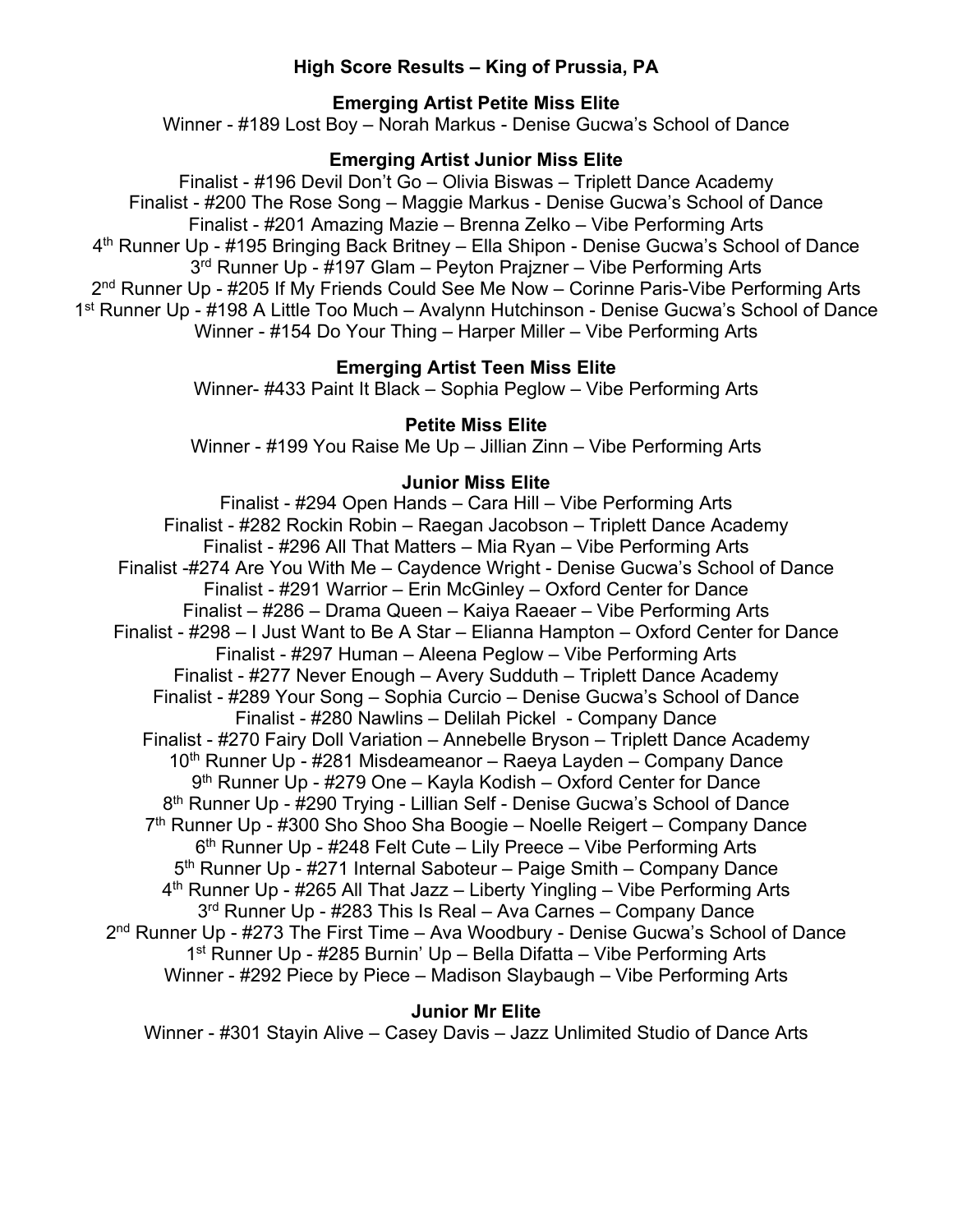# High Score Results – King of Prussia, PA

## Emerging Artist Petite Miss Elite

Winner - #189 Lost Boy – Norah Markus - Denise Gucwa's School of Dance

## Emerging Artist Junior Miss Elite

Finalist - #196 Devil Don't Go – Olivia Biswas – Triplett Dance Academy
Finalist - #200 The Rose Song – Maggie Markus - Denise Gucwa's School of Dance
Finalist - #201 Amazing Mazie – Brenna Zelko – Vibe Performing Arts
4th Runner Up - #195 Bringing Back Britney – Ella Shipon - Denise Gucwa's School of Dance
3rd Runner Up - #197 Glam – Peyton Prajzner – Vibe Performing Arts
2nd Runner Up - #205 If My Friends Could See Me Now – Corinne Paris-Vibe Performing Arts
1st Runner Up - #198 A Little Too Much – Avalynn Hutchinson - Denise Gucwa's School of Dance
Winner - #154 Do Your Thing – Harper Miller – Vibe Performing Arts

## Emerging Artist Teen Miss Elite

Winner- #433 Paint It Black – Sophia Peglow – Vibe Performing Arts

## Petite Miss Elite

Winner - #199 You Raise Me Up – Jillian Zinn – Vibe Performing Arts

## Junior Miss Elite

Finalist - #294 Open Hands – Cara Hill – Vibe Performing Arts
Finalist - #282 Rockin Robin – Raegan Jacobson – Triplett Dance Academy
Finalist - #296 All That Matters – Mia Ryan – Vibe Performing Arts
Finalist -#274 Are You With Me – Caydence Wright - Denise Gucwa's School of Dance
Finalist - #291 Warrior – Erin McGinley – Oxford Center for Dance
Finalist – #286 – Drama Queen – Kaiya Raeaer – Vibe Performing Arts
Finalist - #298 – I Just Want to Be A Star – Elianna Hampton – Oxford Center for Dance
Finalist - #297 Human – Aleena Peglow – Vibe Performing Arts
Finalist - #277 Never Enough – Avery Sudduth – Triplett Dance Academy
Finalist - #289 Your Song – Sophia Curcio – Denise Gucwa's School of Dance
Finalist - #280 Nawlins – Delilah Pickel - Company Dance
Finalist - #270 Fairy Doll Variation – Annebelle Bryson – Triplett Dance Academy
10th Runner Up - #281 Misdeameanor – Raeya Layden – Company Dance
9th Runner Up - #279 One – Kayla Kodish – Oxford Center for Dance
8th Runner Up - #290 Trying - Lillian Self - Denise Gucwa's School of Dance
7th Runner Up - #300 Sho Shoo Sha Boogie – Noelle Reigert – Company Dance
6th Runner Up - #248 Felt Cute – Lily Preece – Vibe Performing Arts
5th Runner Up - #271 Internal Saboteur – Paige Smith – Company Dance
4th Runner Up - #265 All That Jazz – Liberty Yingling – Vibe Performing Arts
3rd Runner Up - #283 This Is Real – Ava Carnes – Company Dance
2nd Runner Up - #273 The First Time – Ava Woodbury - Denise Gucwa's School of Dance
1st Runner Up - #285 Burnin' Up – Bella Difatta – Vibe Performing Arts
Winner - #292 Piece by Piece – Madison Slaybaugh – Vibe Performing Arts

## Junior Mr Elite

Winner - #301 Stayin Alive – Casey Davis – Jazz Unlimited Studio of Dance Arts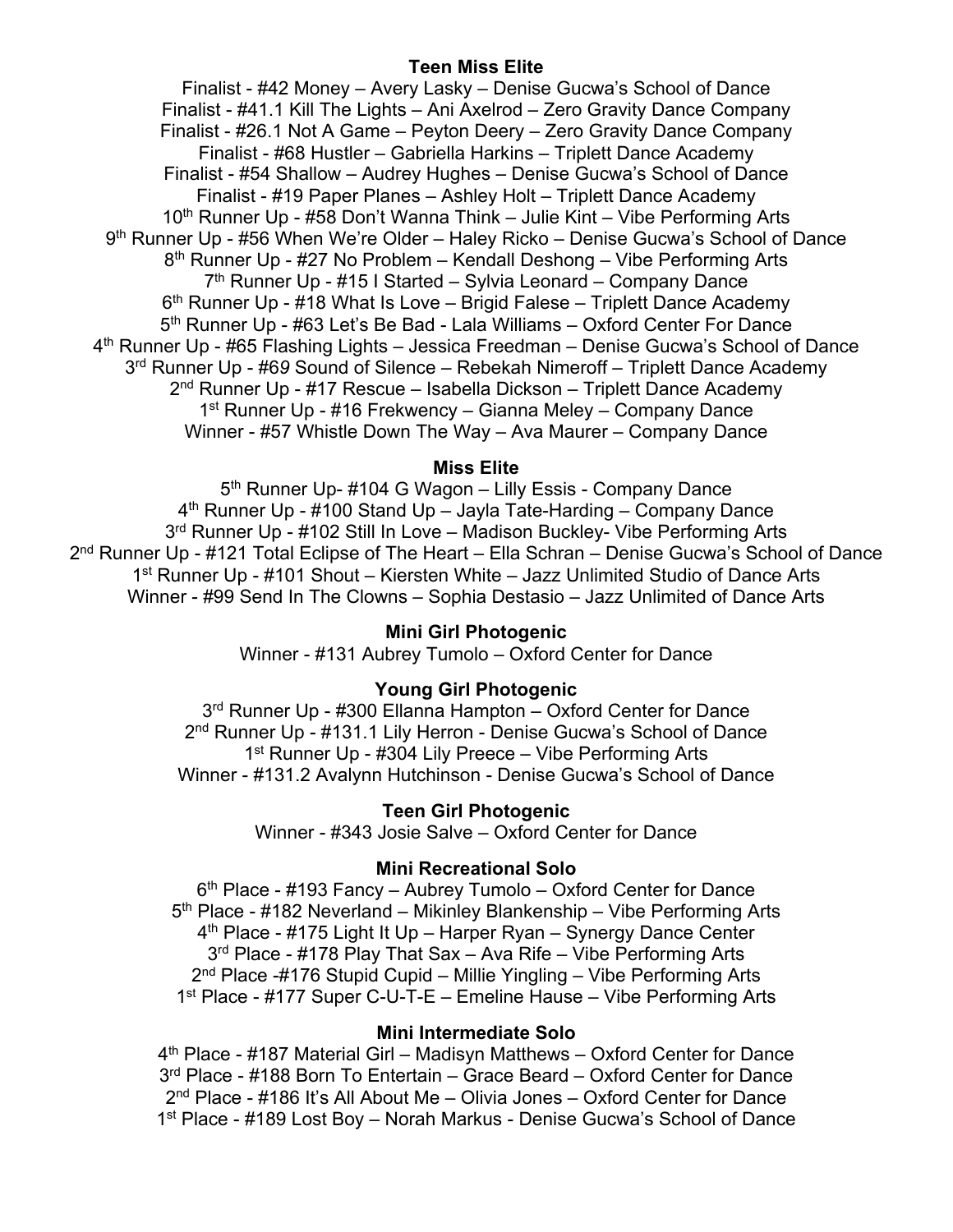**Teen Miss Elite**

Finalist - #42 Money – Avery Lasky – Denise Gucwa's School of Dance
Finalist - #41.1 Kill The Lights – Ani Axelrod – Zero Gravity Dance Company
Finalist - #26.1 Not A Game – Peyton Deery – Zero Gravity Dance Company
Finalist - #68 Hustler – Gabriella Harkins – Triplett Dance Academy
Finalist - #54 Shallow – Audrey Hughes – Denise Gucwa's School of Dance
Finalist - #19 Paper Planes – Ashley Holt – Triplett Dance Academy
10th Runner Up - #58 Don't Wanna Think – Julie Kint – Vibe Performing Arts
9th Runner Up - #56 When We're Older – Haley Ricko – Denise Gucwa's School of Dance
8th Runner Up - #27 No Problem – Kendall Deshong – Vibe Performing Arts
7th Runner Up - #15 I Started – Sylvia Leonard – Company Dance
6th Runner Up - #18 What Is Love – Brigid Falese – Triplett Dance Academy
5th Runner Up - #63 Let's Be Bad - Lala Williams – Oxford Center For Dance
4th Runner Up - #65 Flashing Lights – Jessica Freedman – Denise Gucwa's School of Dance
3rd Runner Up - #69 Sound of Silence – Rebekah Nimeroff – Triplett Dance Academy
2nd Runner Up - #17 Rescue – Isabella Dickson – Triplett Dance Academy
1st Runner Up - #16 Frekwency – Gianna Meley – Company Dance
Winner - #57 Whistle Down The Way – Ava Maurer – Company Dance

**Miss Elite**

5th Runner Up- #104 G Wagon – Lilly Essis - Company Dance
4th Runner Up - #100 Stand Up – Jayla Tate-Harding – Company Dance
3rd Runner Up - #102 Still In Love – Madison Buckley- Vibe Performing Arts
2nd Runner Up - #121 Total Eclipse of The Heart – Ella Schran – Denise Gucwa's School of Dance
1st Runner Up - #101 Shout – Kiersten White – Jazz Unlimited Studio of Dance Arts
Winner - #99 Send In The Clowns – Sophia Destasio – Jazz Unlimited of Dance Arts

**Mini Girl Photogenic**

Winner - #131 Aubrey Tumolo – Oxford Center for Dance

**Young Girl Photogenic**

3rd Runner Up - #300 Ellanna Hampton – Oxford Center for Dance
2nd Runner Up - #131.1 Lily Herron - Denise Gucwa's School of Dance
1st Runner Up - #304 Lily Preece – Vibe Performing Arts
Winner - #131.2 Avalynn Hutchinson - Denise Gucwa's School of Dance

**Teen Girl Photogenic**

Winner - #343 Josie Salve – Oxford Center for Dance

**Mini Recreational Solo**

6th Place - #193 Fancy – Aubrey Tumolo – Oxford Center for Dance
5th Place - #182 Neverland – Mikinley Blankenship – Vibe Performing Arts
4th Place - #175 Light It Up – Harper Ryan – Synergy Dance Center
3rd Place - #178 Play That Sax – Ava Rife – Vibe Performing Arts
2nd Place -#176 Stupid Cupid – Millie Yingling – Vibe Performing Arts
1st Place - #177 Super C-U-T-E – Emeline Hause – Vibe Performing Arts

**Mini Intermediate Solo**

4th Place - #187 Material Girl – Madisyn Matthews – Oxford Center for Dance
3rd Place - #188 Born To Entertain – Grace Beard – Oxford Center for Dance
2nd Place - #186 It's All About Me – Olivia Jones – Oxford Center for Dance
1st Place - #189 Lost Boy – Norah Markus - Denise Gucwa's School of Dance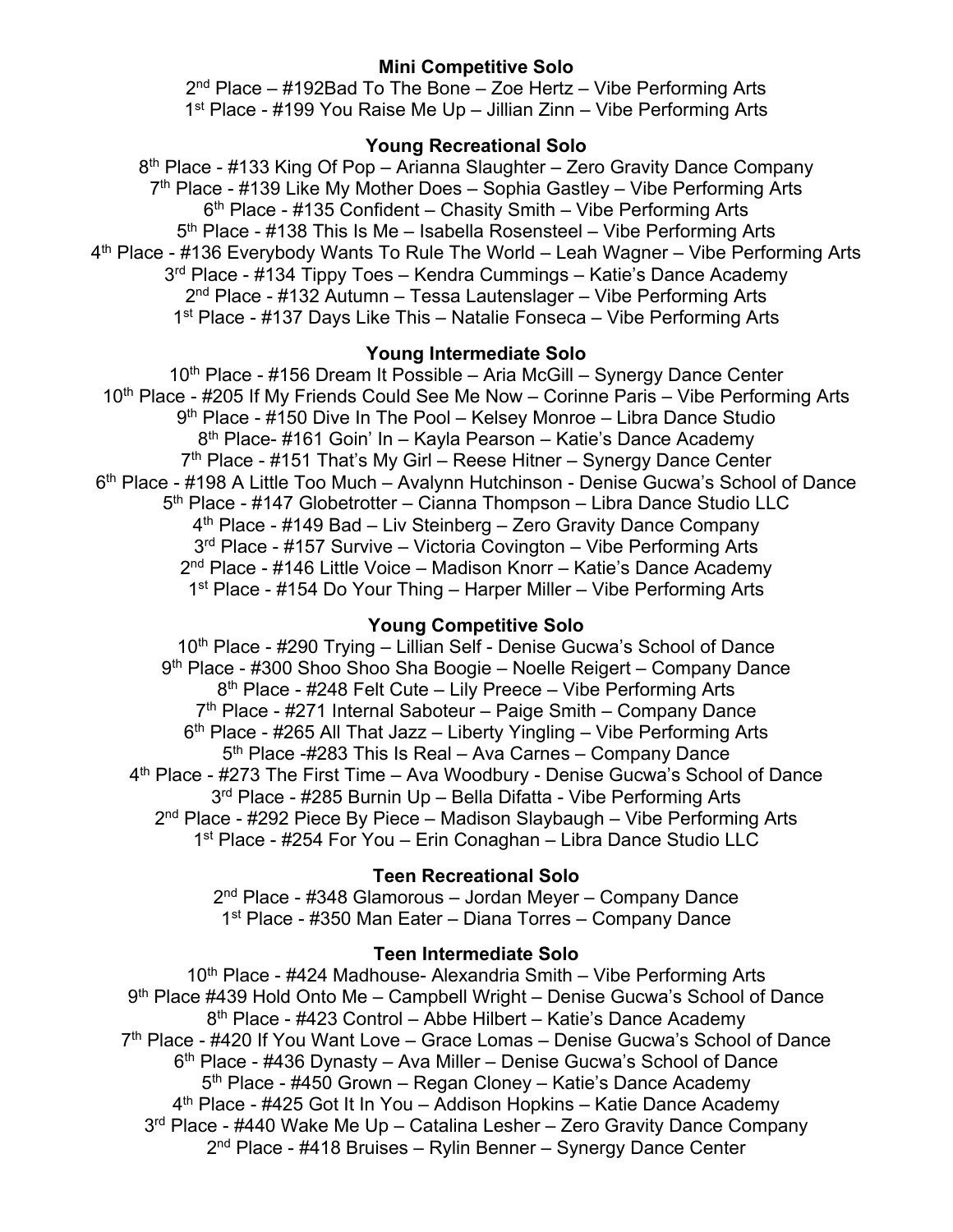**Mini Competitive Solo**

2nd Place – #192Bad To The Bone – Zoe Hertz – Vibe Performing Arts
1st Place - #199 You Raise Me Up – Jillian Zinn – Vibe Performing Arts

**Young Recreational Solo**

8th Place - #133 King Of Pop – Arianna Slaughter – Zero Gravity Dance Company
7th Place - #139 Like My Mother Does – Sophia Gastley – Vibe Performing Arts
6th Place - #135 Confident – Chasity Smith – Vibe Performing Arts
5th Place - #138 This Is Me – Isabella Rosensteel – Vibe Performing Arts
4th Place - #136 Everybody Wants To Rule The World – Leah Wagner – Vibe Performing Arts
3rd Place - #134 Tippy Toes – Kendra Cummings – Katie's Dance Academy
2nd Place - #132 Autumn – Tessa Lautenslager – Vibe Performing Arts
1st Place - #137 Days Like This – Natalie Fonseca – Vibe Performing Arts

**Young Intermediate Solo**

10th Place - #156 Dream It Possible – Aria McGill – Synergy Dance Center
10th Place - #205 If My Friends Could See Me Now – Corinne Paris – Vibe Performing Arts
9th Place - #150 Dive In The Pool – Kelsey Monroe – Libra Dance Studio
8th Place- #161 Goin' In – Kayla Pearson – Katie's Dance Academy
7th Place - #151 That's My Girl – Reese Hitner – Synergy Dance Center
6th Place - #198 A Little Too Much – Avalynn Hutchinson - Denise Gucwa's School of Dance
5th Place - #147 Globetrotter – Cianna Thompson – Libra Dance Studio LLC
4th Place - #149 Bad – Liv Steinberg – Zero Gravity Dance Company
3rd Place - #157 Survive – Victoria Covington – Vibe Performing Arts
2nd Place - #146 Little Voice – Madison Knorr – Katie's Dance Academy
1st Place - #154 Do Your Thing – Harper Miller – Vibe Performing Arts

**Young Competitive Solo**

10th Place - #290 Trying – Lillian Self - Denise Gucwa's School of Dance
9th Place - #300 Shoo Shoo Sha Boogie – Noelle Reigert – Company Dance
8th Place - #248 Felt Cute – Lily Preece – Vibe Performing Arts
7th Place - #271 Internal Saboteur – Paige Smith – Company Dance
6th Place - #265 All That Jazz – Liberty Yingling – Vibe Performing Arts
5th Place -#283 This Is Real – Ava Carnes – Company Dance
4th Place - #273 The First Time – Ava Woodbury - Denise Gucwa's School of Dance
3rd Place - #285 Burnin Up – Bella Difatta - Vibe Performing Arts
2nd Place - #292 Piece By Piece – Madison Slaybaugh – Vibe Performing Arts
1st Place - #254 For You – Erin Conaghan – Libra Dance Studio LLC

**Teen Recreational Solo**

2nd Place - #348 Glamorous – Jordan Meyer – Company Dance
1st Place - #350 Man Eater – Diana Torres – Company Dance

**Teen Intermediate Solo**

10th Place - #424 Madhouse- Alexandria Smith – Vibe Performing Arts
9th Place #439 Hold Onto Me – Campbell Wright – Denise Gucwa's School of Dance
8th Place - #423 Control – Abbe Hilbert – Katie's Dance Academy
7th Place - #420 If You Want Love – Grace Lomas – Denise Gucwa's School of Dance
6th Place - #436 Dynasty – Ava Miller – Denise Gucwa's School of Dance
5th Place - #450 Grown – Regan Cloney – Katie's Dance Academy
4th Place - #425 Got It In You – Addison Hopkins – Katie Dance Academy
3rd Place - #440 Wake Me Up – Catalina Lesher – Zero Gravity Dance Company
2nd Place - #418 Bruises – Rylin Benner – Synergy Dance Center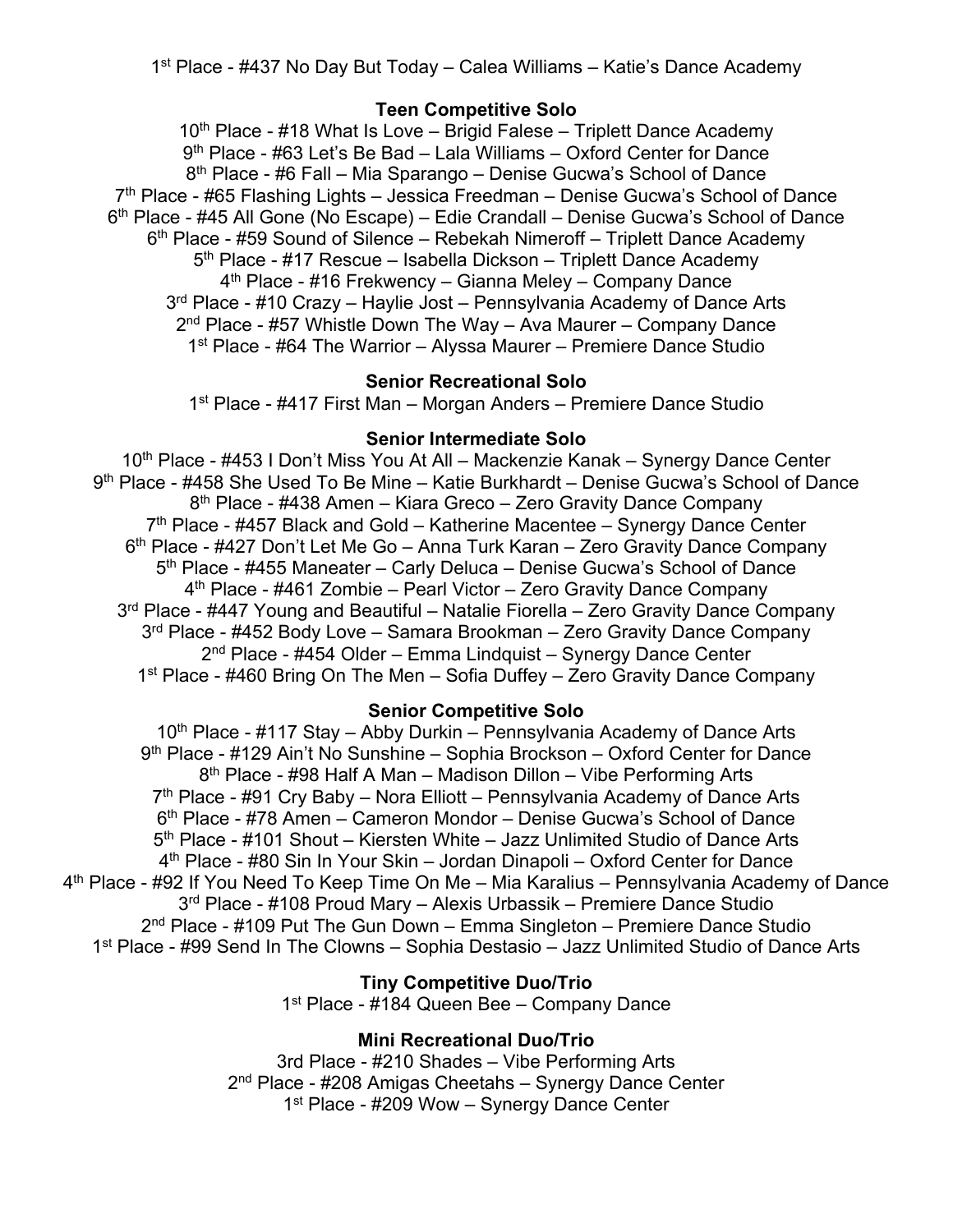1st Place - #437 No Day But Today – Calea Williams – Katie's Dance Academy

**Teen Competitive Solo**

10th Place - #18 What Is Love – Brigid Falese – Triplett Dance Academy
9th Place - #63 Let's Be Bad – Lala Williams – Oxford Center for Dance
8th Place - #6 Fall – Mia Sparango – Denise Gucwa's School of Dance
7th Place - #65 Flashing Lights – Jessica Freedman – Denise Gucwa's School of Dance
6th Place - #45 All Gone (No Escape) – Edie Crandall – Denise Gucwa's School of Dance
6th Place - #59 Sound of Silence – Rebekah Nimeroff – Triplett Dance Academy
5th Place - #17 Rescue – Isabella Dickson – Triplett Dance Academy
4th Place - #16 Frekwency – Gianna Meley – Company Dance
3rd Place - #10 Crazy – Haylie Jost – Pennsylvania Academy of Dance Arts
2nd Place - #57 Whistle Down The Way – Ava Maurer – Company Dance
1st Place - #64 The Warrior – Alyssa Maurer – Premiere Dance Studio

**Senior Recreational Solo**

1st Place - #417 First Man – Morgan Anders – Premiere Dance Studio

**Senior Intermediate Solo**

10th Place - #453 I Don't Miss You At All – Mackenzie Kanak – Synergy Dance Center
9th Place - #458 She Used To Be Mine – Katie Burkhardt – Denise Gucwa's School of Dance
8th Place - #438 Amen – Kiara Greco – Zero Gravity Dance Company
7th Place - #457 Black and Gold – Katherine Macentee – Synergy Dance Center
6th Place - #427 Don't Let Me Go – Anna Turk Karan – Zero Gravity Dance Company
5th Place - #455 Maneater – Carly Deluca – Denise Gucwa's School of Dance
4th Place - #461 Zombie – Pearl Victor – Zero Gravity Dance Company
3rd Place - #447 Young and Beautiful – Natalie Fiorella – Zero Gravity Dance Company
3rd Place - #452 Body Love – Samara Brookman – Zero Gravity Dance Company
2nd Place - #454 Older – Emma Lindquist – Synergy Dance Center
1st Place - #460 Bring On The Men – Sofia Duffey – Zero Gravity Dance Company

**Senior Competitive Solo**

10th Place - #117 Stay – Abby Durkin – Pennsylvania Academy of Dance Arts
9th Place - #129 Ain't No Sunshine – Sophia Brockson – Oxford Center for Dance
8th Place - #98 Half A Man – Madison Dillon – Vibe Performing Arts
7th Place - #91 Cry Baby – Nora Elliott – Pennsylvania Academy of Dance Arts
6th Place - #78 Amen – Cameron Mondor – Denise Gucwa's School of Dance
5th Place - #101 Shout – Kiersten White – Jazz Unlimited Studio of Dance Arts
4th Place - #80 Sin In Your Skin – Jordan Dinapoli – Oxford Center for Dance
4th Place - #92 If You Need To Keep Time On Me – Mia Karalius – Pennsylvania Academy of Dance
3rd Place - #108 Proud Mary – Alexis Urbassik – Premiere Dance Studio
2nd Place - #109 Put The Gun Down – Emma Singleton – Premiere Dance Studio
1st Place - #99 Send In The Clowns – Sophia Destasio – Jazz Unlimited Studio of Dance Arts

**Tiny Competitive Duo/Trio**

1st Place - #184 Queen Bee – Company Dance

**Mini Recreational Duo/Trio**

3rd Place - #210 Shades – Vibe Performing Arts
2nd Place - #208 Amigas Cheetahs – Synergy Dance Center
1st Place - #209 Wow – Synergy Dance Center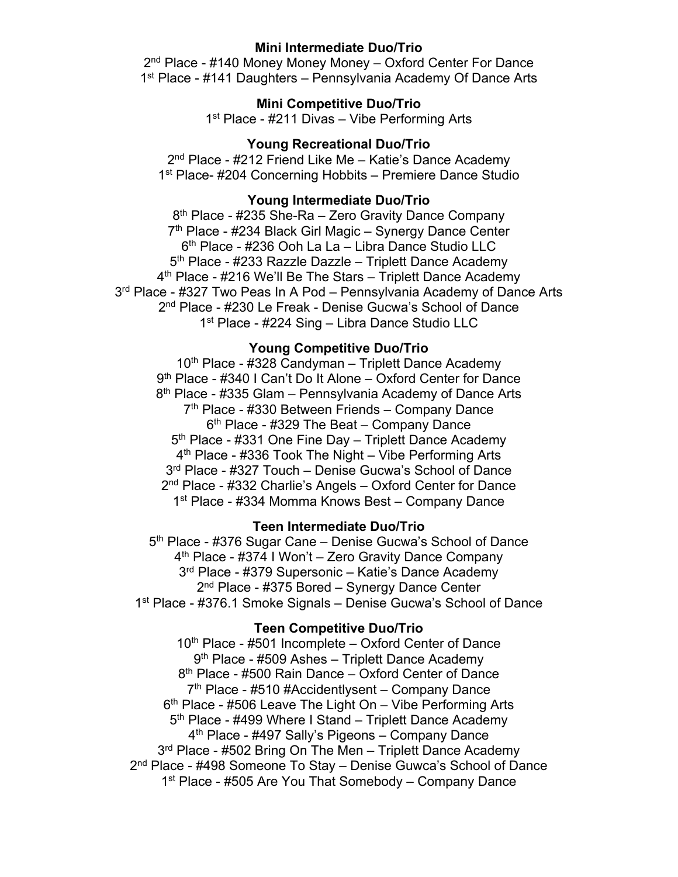**Mini Intermediate Duo/Trio**

2nd Place - #140 Money Money Money – Oxford Center For Dance
1st Place - #141 Daughters – Pennsylvania Academy Of Dance Arts

**Mini Competitive Duo/Trio**

1st Place - #211 Divas – Vibe Performing Arts

**Young Recreational Duo/Trio**

2nd Place - #212 Friend Like Me – Katie's Dance Academy
1st Place- #204 Concerning Hobbits – Premiere Dance Studio

**Young Intermediate Duo/Trio**

8th Place - #235 She-Ra – Zero Gravity Dance Company
7th Place - #234 Black Girl Magic – Synergy Dance Center
6th Place - #236 Ooh La La – Libra Dance Studio LLC
5th Place - #233 Razzle Dazzle – Triplett Dance Academy
4th Place - #216 We'll Be The Stars – Triplett Dance Academy
3rd Place - #327 Two Peas In A Pod – Pennsylvania Academy of Dance Arts
2nd Place - #230 Le Freak - Denise Gucwa's School of Dance
1st Place - #224 Sing – Libra Dance Studio LLC

**Young Competitive Duo/Trio**

10th Place - #328 Candyman – Triplett Dance Academy
9th Place - #340 I Can't Do It Alone – Oxford Center for Dance
8th Place - #335 Glam – Pennsylvania Academy of Dance Arts
7th Place - #330 Between Friends – Company Dance
6th Place - #329 The Beat – Company Dance
5th Place - #331 One Fine Day – Triplett Dance Academy
4th Place - #336 Took The Night – Vibe Performing Arts
3rd Place - #327 Touch – Denise Gucwa's School of Dance
2nd Place - #332 Charlie's Angels – Oxford Center for Dance
1st Place - #334 Momma Knows Best – Company Dance

**Teen Intermediate Duo/Trio**

5th Place - #376 Sugar Cane – Denise Gucwa's School of Dance
4th Place - #374 I Won't – Zero Gravity Dance Company
3rd Place - #379 Supersonic – Katie's Dance Academy
2nd Place - #375 Bored – Synergy Dance Center
1st Place - #376.1 Smoke Signals – Denise Gucwa's School of Dance

**Teen Competitive Duo/Trio**

10th Place - #501 Incomplete – Oxford Center of Dance
9th Place - #509 Ashes – Triplett Dance Academy
8th Place - #500 Rain Dance – Oxford Center of Dance
7th Place - #510 #Accidentlysent – Company Dance
6th Place - #506 Leave The Light On – Vibe Performing Arts
5th Place - #499 Where I Stand – Triplett Dance Academy
4th Place - #497 Sally's Pigeons – Company Dance
3rd Place - #502 Bring On The Men – Triplett Dance Academy
2nd Place - #498 Someone To Stay – Denise Guwca's School of Dance
1st Place - #505 Are You That Somebody – Company Dance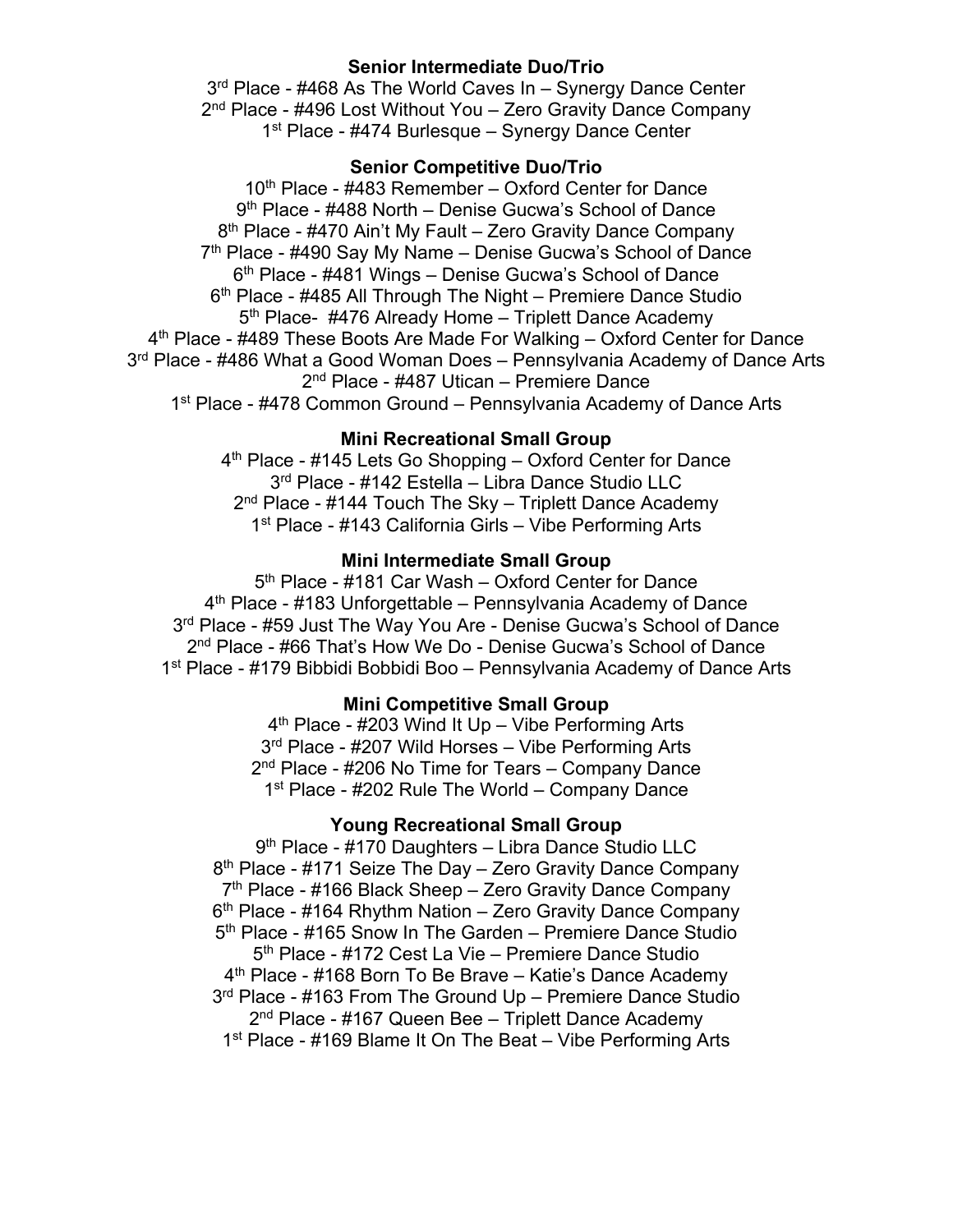**Senior Intermediate Duo/Trio**

3rd Place - #468 As The World Caves In – Synergy Dance Center
2nd Place - #496 Lost Without You – Zero Gravity Dance Company
1st Place - #474 Burlesque – Synergy Dance Center

**Senior Competitive Duo/Trio**

10th Place - #483 Remember – Oxford Center for Dance
9th Place - #488 North – Denise Gucwa's School of Dance
8th Place - #470 Ain't My Fault – Zero Gravity Dance Company
7th Place - #490 Say My Name – Denise Gucwa's School of Dance
6th Place - #481 Wings – Denise Gucwa's School of Dance
6th Place - #485 All Through The Night – Premiere Dance Studio
5th Place- #476 Already Home – Triplett Dance Academy
4th Place - #489 These Boots Are Made For Walking – Oxford Center for Dance
3rd Place - #486 What a Good Woman Does – Pennsylvania Academy of Dance Arts
2nd Place - #487 Utican – Premiere Dance
1st Place - #478 Common Ground – Pennsylvania Academy of Dance Arts

**Mini Recreational Small Group**

4th Place - #145 Lets Go Shopping – Oxford Center for Dance
3rd Place - #142 Estella – Libra Dance Studio LLC
2nd Place - #144 Touch The Sky – Triplett Dance Academy
1st Place - #143 California Girls – Vibe Performing Arts

**Mini Intermediate Small Group**

5th Place - #181 Car Wash – Oxford Center for Dance
4th Place - #183 Unforgettable – Pennsylvania Academy of Dance
3rd Place - #59 Just The Way You Are - Denise Gucwa's School of Dance
2nd Place - #66 That's How We Do - Denise Gucwa's School of Dance
1st Place - #179 Bibbidi Bobbidi Boo – Pennsylvania Academy of Dance Arts

**Mini Competitive Small Group**

4th Place - #203 Wind It Up – Vibe Performing Arts
3rd Place - #207 Wild Horses – Vibe Performing Arts
2nd Place - #206 No Time for Tears – Company Dance
1st Place - #202 Rule The World – Company Dance

**Young Recreational Small Group**

9th Place - #170 Daughters – Libra Dance Studio LLC
8th Place - #171 Seize The Day – Zero Gravity Dance Company
7th Place - #166 Black Sheep – Zero Gravity Dance Company
6th Place - #164 Rhythm Nation – Zero Gravity Dance Company
5th Place - #165 Snow In The Garden – Premiere Dance Studio
5th Place - #172 Cest La Vie – Premiere Dance Studio
4th Place - #168 Born To Be Brave – Katie's Dance Academy
3rd Place - #163 From The Ground Up – Premiere Dance Studio
2nd Place - #167 Queen Bee – Triplett Dance Academy
1st Place - #169 Blame It On The Beat – Vibe Performing Arts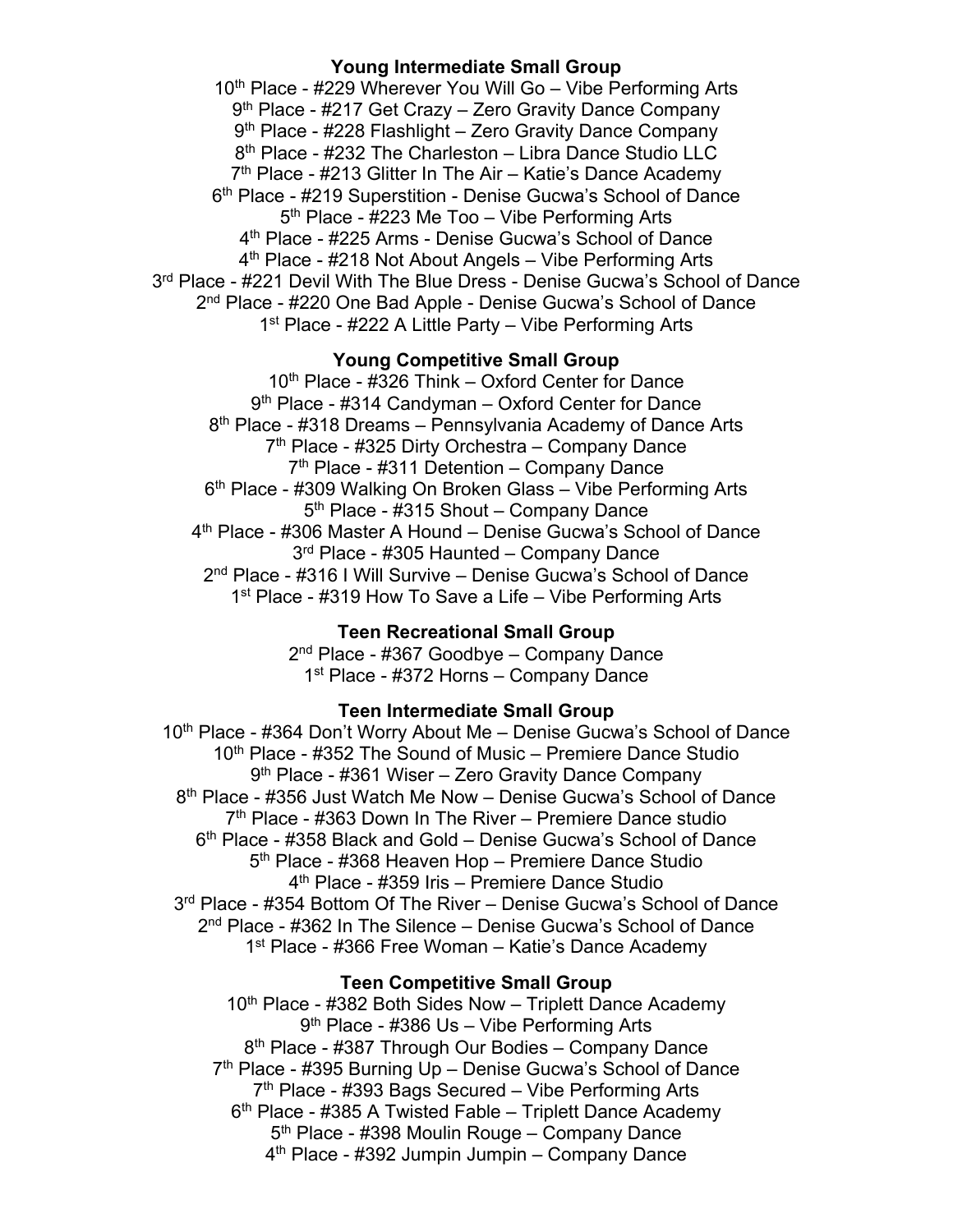**Young Intermediate Small Group**

10th Place - #229 Wherever You Will Go – Vibe Performing Arts
9th Place - #217 Get Crazy – Zero Gravity Dance Company
9th Place - #228 Flashlight – Zero Gravity Dance Company
8th Place - #232 The Charleston – Libra Dance Studio LLC
7th Place - #213 Glitter In The Air – Katie's Dance Academy
6th Place - #219 Superstition - Denise Gucwa's School of Dance
5th Place - #223 Me Too – Vibe Performing Arts
4th Place - #225 Arms - Denise Gucwa's School of Dance
4th Place - #218 Not About Angels – Vibe Performing Arts
3rd Place - #221 Devil With The Blue Dress - Denise Gucwa's School of Dance
2nd Place - #220 One Bad Apple - Denise Gucwa's School of Dance
1st Place - #222 A Little Party – Vibe Performing Arts

**Young Competitive Small Group**

10th Place - #326 Think – Oxford Center for Dance
9th Place - #314 Candyman – Oxford Center for Dance
8th Place - #318 Dreams – Pennsylvania Academy of Dance Arts
7th Place - #325 Dirty Orchestra – Company Dance
7th Place - #311 Detention – Company Dance
6th Place - #309 Walking On Broken Glass – Vibe Performing Arts
5th Place - #315 Shout – Company Dance
4th Place - #306 Master A Hound – Denise Gucwa's School of Dance
3rd Place - #305 Haunted – Company Dance
2nd Place - #316 I Will Survive – Denise Gucwa's School of Dance
1st Place - #319 How To Save a Life – Vibe Performing Arts

**Teen Recreational Small Group**

2nd Place - #367 Goodbye – Company Dance
1st Place - #372 Horns – Company Dance

**Teen Intermediate Small Group**

10th Place - #364 Don't Worry About Me – Denise Gucwa's School of Dance
10th Place - #352 The Sound of Music – Premiere Dance Studio
9th Place - #361 Wiser – Zero Gravity Dance Company
8th Place - #356 Just Watch Me Now – Denise Gucwa's School of Dance
7th Place - #363 Down In The River – Premiere Dance studio
6th Place - #358 Black and Gold – Denise Gucwa's School of Dance
5th Place - #368 Heaven Hop – Premiere Dance Studio
4th Place - #359 Iris – Premiere Dance Studio
3rd Place - #354 Bottom Of The River – Denise Gucwa's School of Dance
2nd Place - #362 In The Silence – Denise Gucwa's School of Dance
1st Place - #366 Free Woman – Katie's Dance Academy

**Teen Competitive Small Group**

10th Place - #382 Both Sides Now – Triplett Dance Academy
9th Place - #386 Us – Vibe Performing Arts
8th Place - #387 Through Our Bodies – Company Dance
7th Place - #395 Burning Up – Denise Gucwa's School of Dance
7th Place - #393 Bags Secured – Vibe Performing Arts
6th Place - #385 A Twisted Fable – Triplett Dance Academy
5th Place - #398 Moulin Rouge – Company Dance
4th Place - #392 Jumpin Jumpin – Company Dance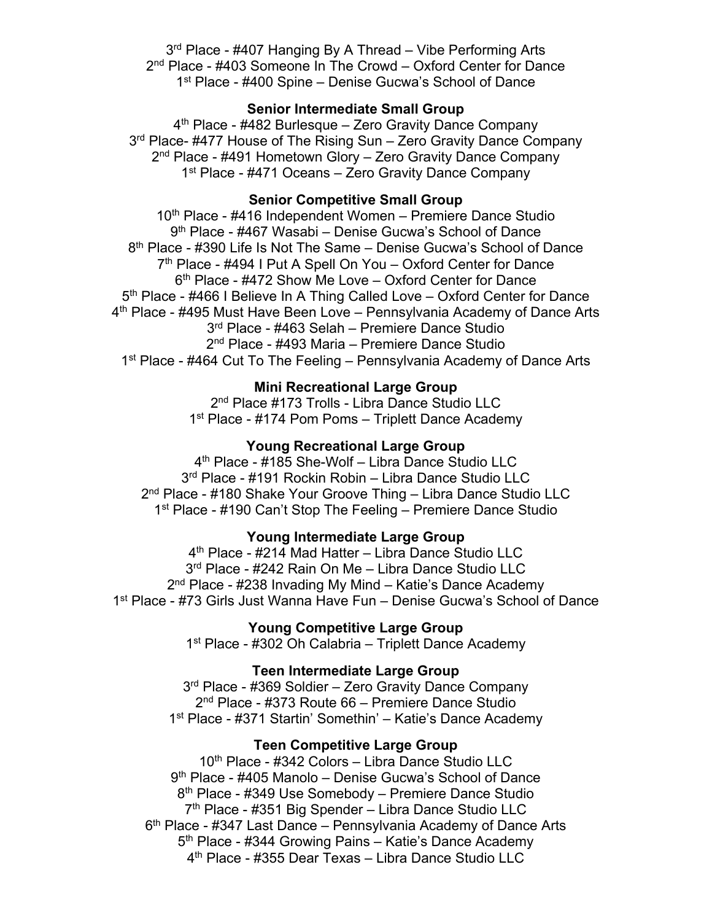3rd Place - #407 Hanging By A Thread – Vibe Performing Arts
2nd Place - #403 Someone In The Crowd – Oxford Center for Dance
1st Place - #400 Spine – Denise Gucwa's School of Dance

**Senior Intermediate Small Group**

4th Place - #482 Burlesque – Zero Gravity Dance Company
3rd Place- #477 House of The Rising Sun – Zero Gravity Dance Company
2nd Place - #491 Hometown Glory – Zero Gravity Dance Company
1st Place - #471 Oceans – Zero Gravity Dance Company

**Senior Competitive Small Group**

10th Place - #416 Independent Women – Premiere Dance Studio
9th Place - #467 Wasabi – Denise Gucwa's School of Dance
8th Place - #390 Life Is Not The Same – Denise Gucwa's School of Dance
7th Place - #494 I Put A Spell On You – Oxford Center for Dance
6th Place - #472 Show Me Love – Oxford Center for Dance
5th Place - #466 I Believe In A Thing Called Love – Oxford Center for Dance
4th Place - #495 Must Have Been Love – Pennsylvania Academy of Dance Arts
3rd Place - #463 Selah – Premiere Dance Studio
2nd Place - #493 Maria – Premiere Dance Studio
1st Place - #464 Cut To The Feeling – Pennsylvania Academy of Dance Arts

**Mini Recreational Large Group**

2nd Place #173 Trolls - Libra Dance Studio LLC
1st Place - #174 Pom Poms – Triplett Dance Academy

**Young Recreational Large Group**

4th Place - #185 She-Wolf – Libra Dance Studio LLC
3rd Place - #191 Rockin Robin – Libra Dance Studio LLC
2nd Place - #180 Shake Your Groove Thing – Libra Dance Studio LLC
1st Place - #190 Can't Stop The Feeling – Premiere Dance Studio

**Young Intermediate Large Group**

4th Place - #214 Mad Hatter – Libra Dance Studio LLC
3rd Place - #242 Rain On Me – Libra Dance Studio LLC
2nd Place - #238 Invading My Mind – Katie's Dance Academy
1st Place - #73 Girls Just Wanna Have Fun – Denise Gucwa's School of Dance

**Young Competitive Large Group**

1st Place - #302 Oh Calabria – Triplett Dance Academy

**Teen Intermediate Large Group**

3rd Place - #369 Soldier – Zero Gravity Dance Company
2nd Place - #373 Route 66 – Premiere Dance Studio
1st Place - #371 Startin' Somethin' – Katie's Dance Academy

**Teen Competitive Large Group**

10th Place - #342 Colors – Libra Dance Studio LLC
9th Place - #405 Manolo – Denise Gucwa's School of Dance
8th Place - #349 Use Somebody – Premiere Dance Studio
7th Place - #351 Big Spender – Libra Dance Studio LLC
6th Place - #347 Last Dance – Pennsylvania Academy of Dance Arts
5th Place - #344 Growing Pains – Katie's Dance Academy
4th Place - #355 Dear Texas – Libra Dance Studio LLC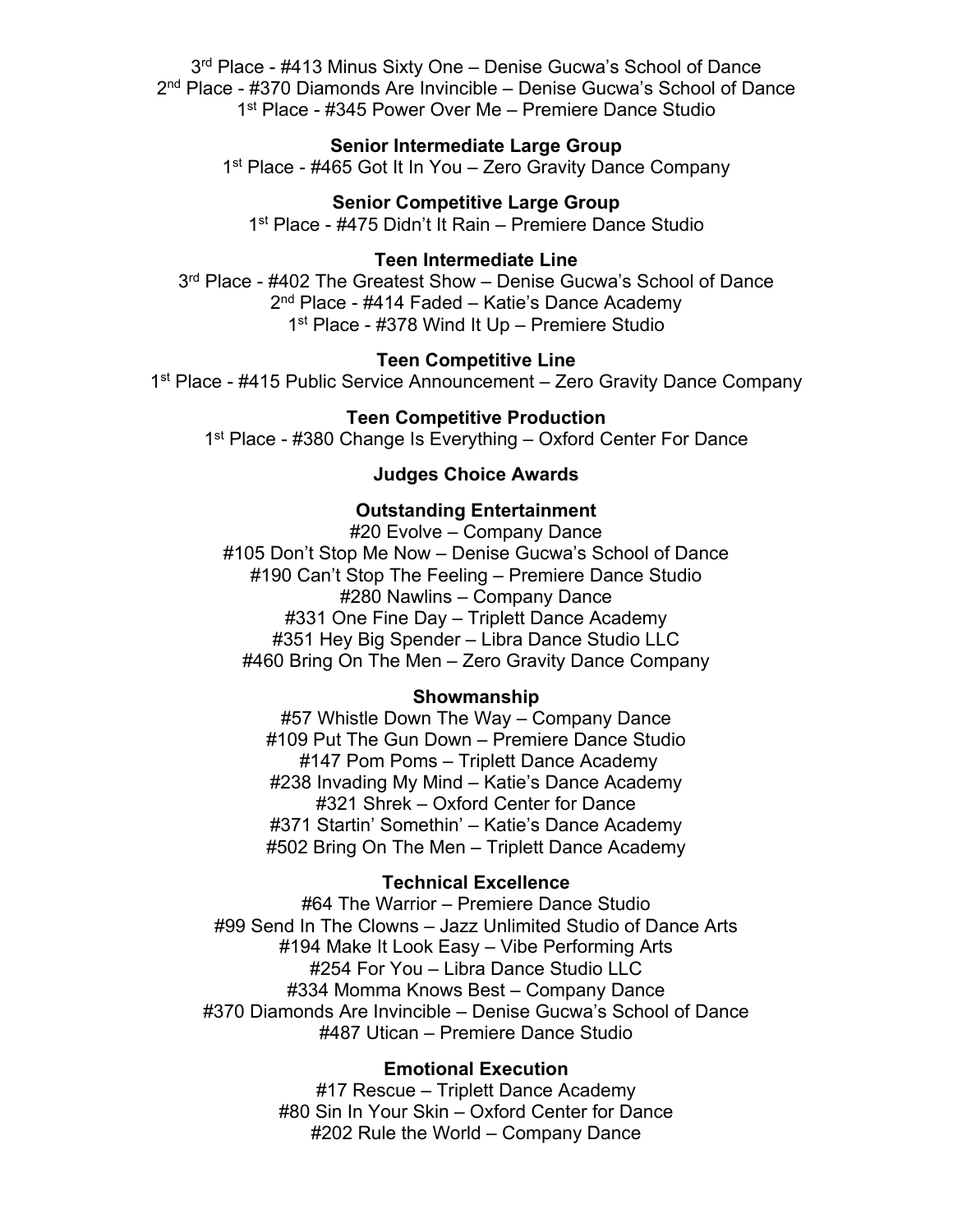3rd Place - #413 Minus Sixty One – Denise Gucwa's School of Dance
2nd Place - #370 Diamonds Are Invincible – Denise Gucwa's School of Dance
1st Place - #345 Power Over Me – Premiere Dance Studio

**Senior Intermediate Large Group**

1st Place - #465 Got It In You – Zero Gravity Dance Company

**Senior Competitive Large Group**

1st Place - #475 Didn't It Rain – Premiere Dance Studio

**Teen Intermediate Line**

3rd Place - #402 The Greatest Show – Denise Gucwa's School of Dance
2nd Place - #414 Faded – Katie's Dance Academy
1st Place - #378 Wind It Up – Premiere Studio

**Teen Competitive Line**

1st Place - #415 Public Service Announcement – Zero Gravity Dance Company

**Teen Competitive Production**

1st Place - #380 Change Is Everything – Oxford Center For Dance

**Judges Choice Awards**

**Outstanding Entertainment**

#20 Evolve – Company Dance
#105 Don't Stop Me Now – Denise Gucwa's School of Dance
#190 Can't Stop The Feeling – Premiere Dance Studio
#280 Nawlins – Company Dance
#331 One Fine Day – Triplett Dance Academy
#351 Hey Big Spender – Libra Dance Studio LLC
#460 Bring On The Men – Zero Gravity Dance Company

**Showmanship**

#57 Whistle Down The Way – Company Dance
#109 Put The Gun Down – Premiere Dance Studio
#147 Pom Poms – Triplett Dance Academy
#238 Invading My Mind – Katie's Dance Academy
#321 Shrek – Oxford Center for Dance
#371 Startin' Somethin' – Katie's Dance Academy
#502 Bring On The Men – Triplett Dance Academy

**Technical Excellence**

#64 The Warrior – Premiere Dance Studio
#99 Send In The Clowns – Jazz Unlimited Studio of Dance Arts
#194 Make It Look Easy – Vibe Performing Arts
#254 For You – Libra Dance Studio LLC
#334 Momma Knows Best – Company Dance
#370 Diamonds Are Invincible – Denise Gucwa's School of Dance
#487 Utican – Premiere Dance Studio

**Emotional Execution**

#17 Rescue – Triplett Dance Academy
#80 Sin In Your Skin – Oxford Center for Dance
#202 Rule the World – Company Dance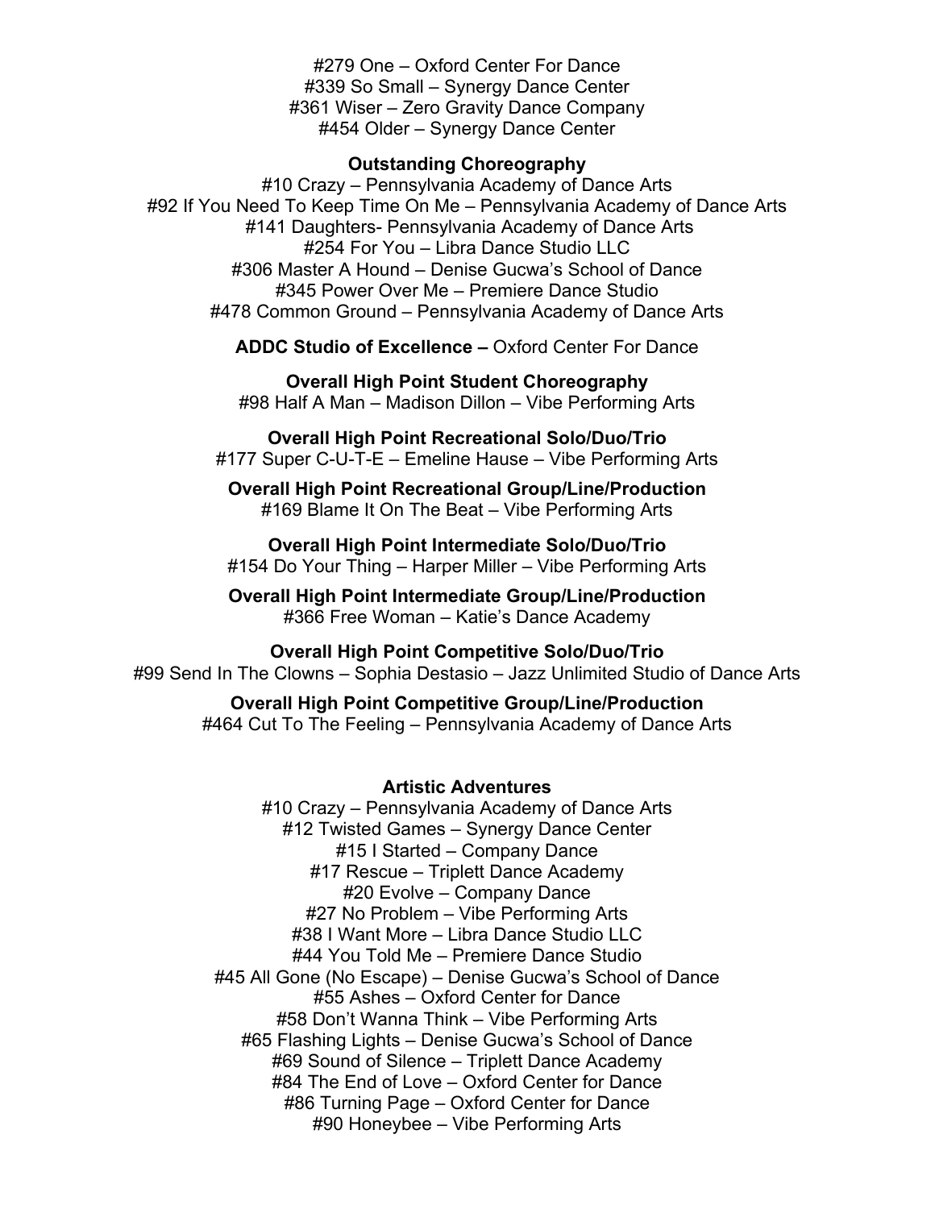#279 One – Oxford Center For Dance
#339 So Small – Synergy Dance Center
#361 Wiser – Zero Gravity Dance Company
#454 Older – Synergy Dance Center

**Outstanding Choreography**

#10 Crazy – Pennsylvania Academy of Dance Arts
#92 If You Need To Keep Time On Me – Pennsylvania Academy of Dance Arts
#141 Daughters- Pennsylvania Academy of Dance Arts
#254 For You – Libra Dance Studio LLC
#306 Master A Hound – Denise Gucwa's School of Dance
#345 Power Over Me – Premiere Dance Studio
#478 Common Ground – Pennsylvania Academy of Dance Arts

**ADDC Studio of Excellence –** Oxford Center For Dance

**Overall High Point Student Choreography**

#98 Half A Man – Madison Dillon – Vibe Performing Arts

**Overall High Point Recreational Solo/Duo/Trio**

#177 Super C-U-T-E – Emeline Hause – Vibe Performing Arts

**Overall High Point Recreational Group/Line/Production**

#169 Blame It On The Beat – Vibe Performing Arts

**Overall High Point Intermediate Solo/Duo/Trio**

#154 Do Your Thing – Harper Miller – Vibe Performing Arts

**Overall High Point Intermediate Group/Line/Production**

#366 Free Woman – Katie's Dance Academy

**Overall High Point Competitive Solo/Duo/Trio**

#99 Send In The Clowns – Sophia Destasio – Jazz Unlimited Studio of Dance Arts

**Overall High Point Competitive Group/Line/Production**

#464 Cut To The Feeling – Pennsylvania Academy of Dance Arts

**Artistic Adventures**

#10 Crazy – Pennsylvania Academy of Dance Arts
#12 Twisted Games – Synergy Dance Center
#15 I Started – Company Dance
#17 Rescue – Triplett Dance Academy
#20 Evolve – Company Dance
#27 No Problem – Vibe Performing Arts
#38 I Want More – Libra Dance Studio LLC
#44 You Told Me – Premiere Dance Studio
#45 All Gone (No Escape) – Denise Gucwa's School of Dance
#55 Ashes – Oxford Center for Dance
#58 Don't Wanna Think – Vibe Performing Arts
#65 Flashing Lights – Denise Gucwa's School of Dance
#69 Sound of Silence – Triplett Dance Academy
#84 The End of Love – Oxford Center for Dance
#86 Turning Page – Oxford Center for Dance
#90 Honeybee – Vibe Performing Arts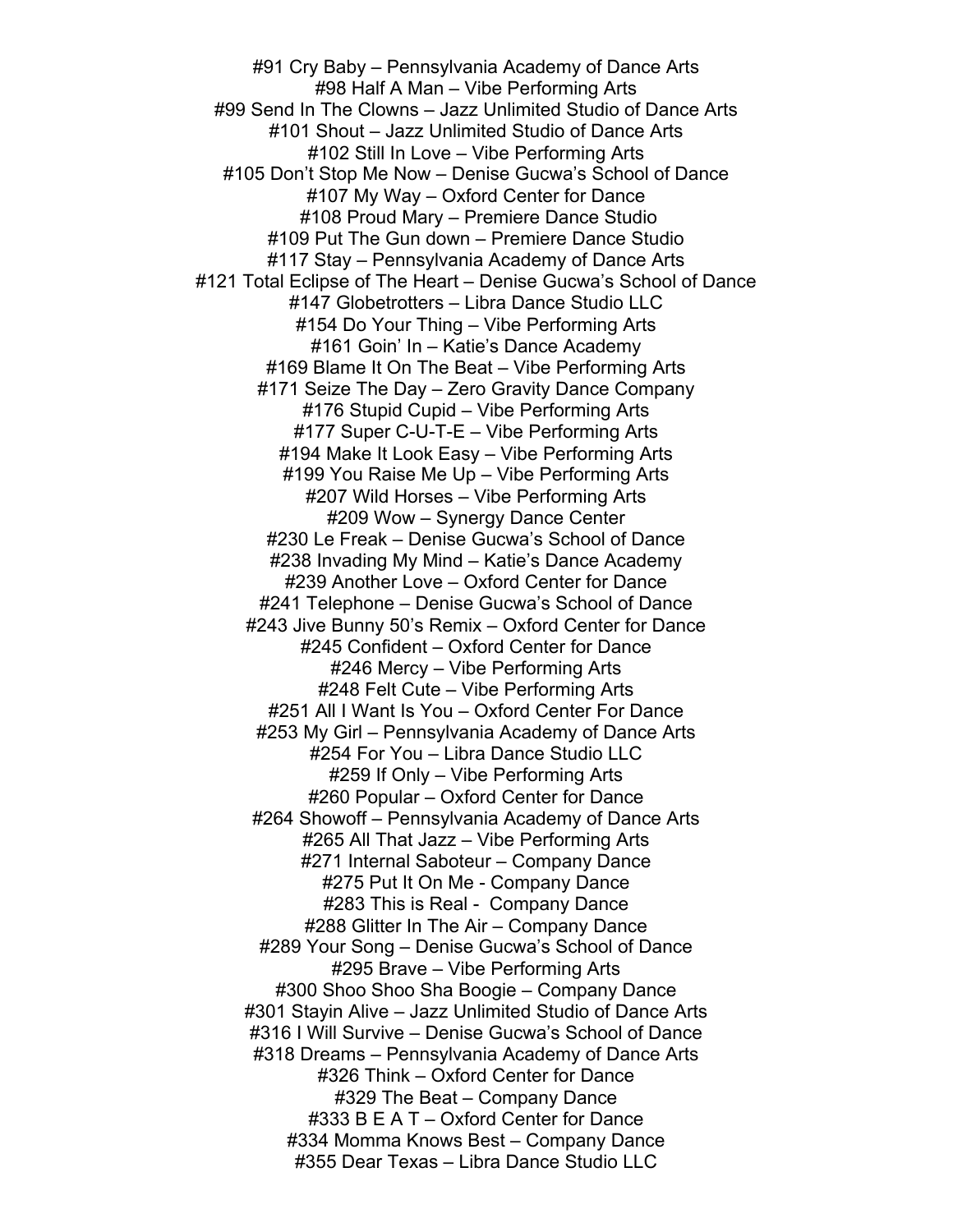#91 Cry Baby – Pennsylvania Academy of Dance Arts
#98 Half A Man – Vibe Performing Arts
#99 Send In The Clowns – Jazz Unlimited Studio of Dance Arts
#101 Shout – Jazz Unlimited Studio of Dance Arts
#102 Still In Love – Vibe Performing Arts
#105 Don't Stop Me Now – Denise Gucwa's School of Dance
#107 My Way – Oxford Center for Dance
#108 Proud Mary – Premiere Dance Studio
#109 Put The Gun down – Premiere Dance Studio
#117 Stay – Pennsylvania Academy of Dance Arts
#121 Total Eclipse of The Heart – Denise Gucwa's School of Dance
#147 Globetrotters – Libra Dance Studio LLC
#154 Do Your Thing – Vibe Performing Arts
#161 Goin' In – Katie's Dance Academy
#169 Blame It On The Beat – Vibe Performing Arts
#171 Seize The Day – Zero Gravity Dance Company
#176 Stupid Cupid – Vibe Performing Arts
#177 Super C-U-T-E – Vibe Performing Arts
#194 Make It Look Easy – Vibe Performing Arts
#199 You Raise Me Up – Vibe Performing Arts
#207 Wild Horses – Vibe Performing Arts
#209 Wow – Synergy Dance Center
#230 Le Freak – Denise Gucwa's School of Dance
#238 Invading My Mind – Katie's Dance Academy
#239 Another Love – Oxford Center for Dance
#241 Telephone – Denise Gucwa's School of Dance
#243 Jive Bunny 50's Remix – Oxford Center for Dance
#245 Confident – Oxford Center for Dance
#246 Mercy – Vibe Performing Arts
#248 Felt Cute – Vibe Performing Arts
#251 All I Want Is You – Oxford Center For Dance
#253 My Girl – Pennsylvania Academy of Dance Arts
#254 For You – Libra Dance Studio LLC
#259 If Only – Vibe Performing Arts
#260 Popular – Oxford Center for Dance
#264 Showoff – Pennsylvania Academy of Dance Arts
#265 All That Jazz – Vibe Performing Arts
#271 Internal Saboteur – Company Dance
#275 Put It On Me - Company Dance
#283 This is Real - Company Dance
#288 Glitter In The Air – Company Dance
#289 Your Song – Denise Gucwa's School of Dance
#295 Brave – Vibe Performing Arts
#300 Shoo Shoo Sha Boogie – Company Dance
#301 Stayin Alive – Jazz Unlimited Studio of Dance Arts
#316 I Will Survive – Denise Gucwa's School of Dance
#318 Dreams – Pennsylvania Academy of Dance Arts
#326 Think – Oxford Center for Dance
#329 The Beat – Company Dance
#333 B E A T – Oxford Center for Dance
#334 Momma Knows Best – Company Dance
#355 Dear Texas – Libra Dance Studio LLC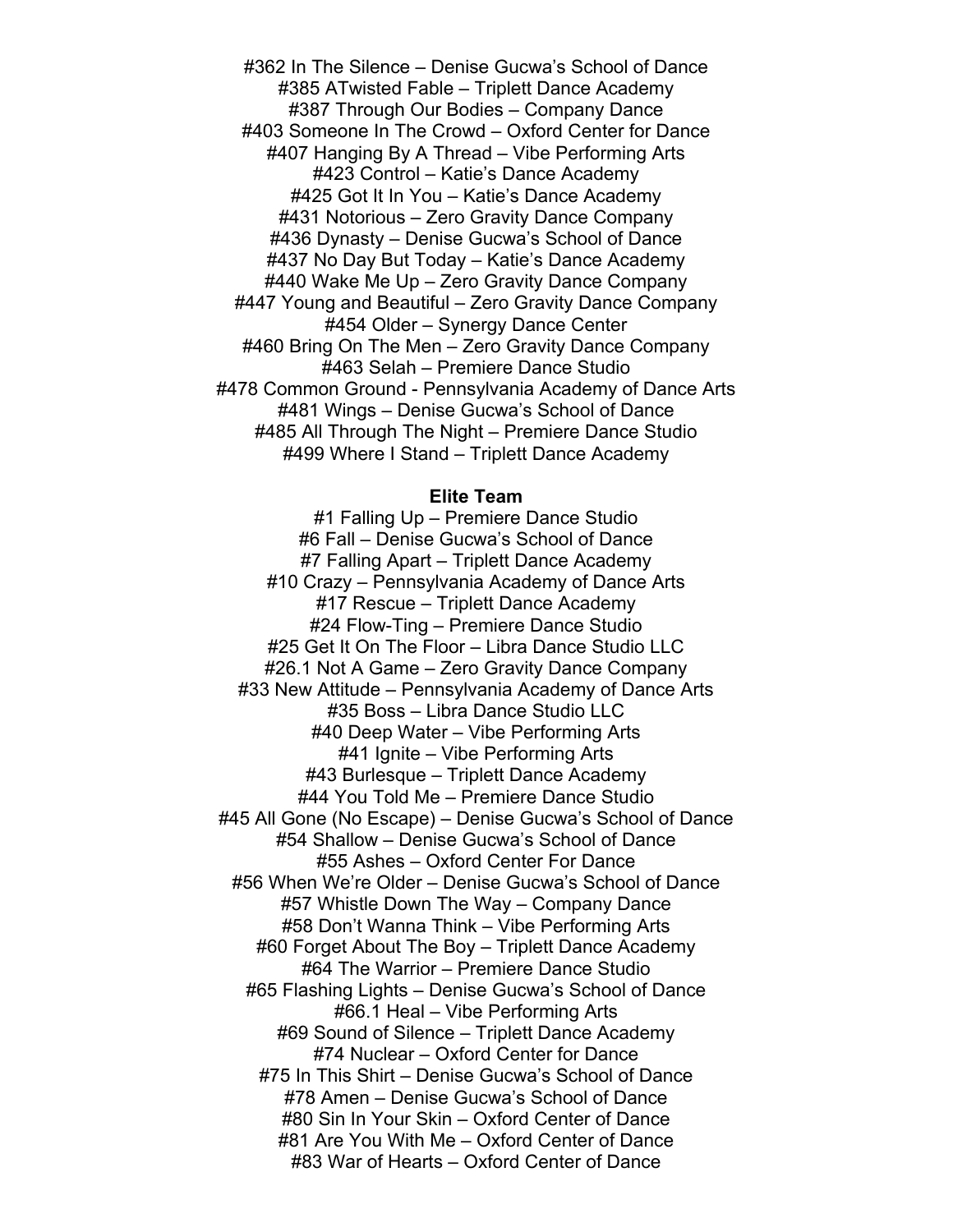#362 In The Silence – Denise Gucwa's School of Dance
#385 ATwisted Fable – Triplett Dance Academy
#387 Through Our Bodies – Company Dance
#403 Someone In The Crowd – Oxford Center for Dance
#407 Hanging By A Thread – Vibe Performing Arts
#423 Control – Katie's Dance Academy
#425 Got It In You – Katie's Dance Academy
#431 Notorious – Zero Gravity Dance Company
#436 Dynasty – Denise Gucwa's School of Dance
#437 No Day But Today – Katie's Dance Academy
#440 Wake Me Up – Zero Gravity Dance Company
#447 Young and Beautiful – Zero Gravity Dance Company
#454 Older – Synergy Dance Center
#460 Bring On The Men – Zero Gravity Dance Company
#463 Selah – Premiere Dance Studio
#478 Common Ground - Pennsylvania Academy of Dance Arts
#481 Wings – Denise Gucwa's School of Dance
#485 All Through The Night – Premiere Dance Studio
#499 Where I Stand – Triplett Dance Academy

**Elite Team**

#1 Falling Up – Premiere Dance Studio
#6 Fall – Denise Gucwa's School of Dance
#7 Falling Apart – Triplett Dance Academy
#10 Crazy – Pennsylvania Academy of Dance Arts
#17 Rescue – Triplett Dance Academy
#24 Flow-Ting – Premiere Dance Studio
#25 Get It On The Floor – Libra Dance Studio LLC
#26.1 Not A Game – Zero Gravity Dance Company
#33 New Attitude – Pennsylvania Academy of Dance Arts
#35 Boss – Libra Dance Studio LLC
#40 Deep Water – Vibe Performing Arts
#41 Ignite – Vibe Performing Arts
#43 Burlesque – Triplett Dance Academy
#44 You Told Me – Premiere Dance Studio
#45 All Gone (No Escape) – Denise Gucwa's School of Dance
#54 Shallow – Denise Gucwa's School of Dance
#55 Ashes – Oxford Center For Dance
#56 When We're Older – Denise Gucwa's School of Dance
#57 Whistle Down The Way – Company Dance
#58 Don't Wanna Think – Vibe Performing Arts
#60 Forget About The Boy – Triplett Dance Academy
#64 The Warrior – Premiere Dance Studio
#65 Flashing Lights – Denise Gucwa's School of Dance
#66.1 Heal – Vibe Performing Arts
#69 Sound of Silence – Triplett Dance Academy
#74 Nuclear – Oxford Center for Dance
#75 In This Shirt – Denise Gucwa's School of Dance
#78 Amen – Denise Gucwa's School of Dance
#80 Sin In Your Skin – Oxford Center of Dance
#81 Are You With Me – Oxford Center of Dance
#83 War of Hearts – Oxford Center of Dance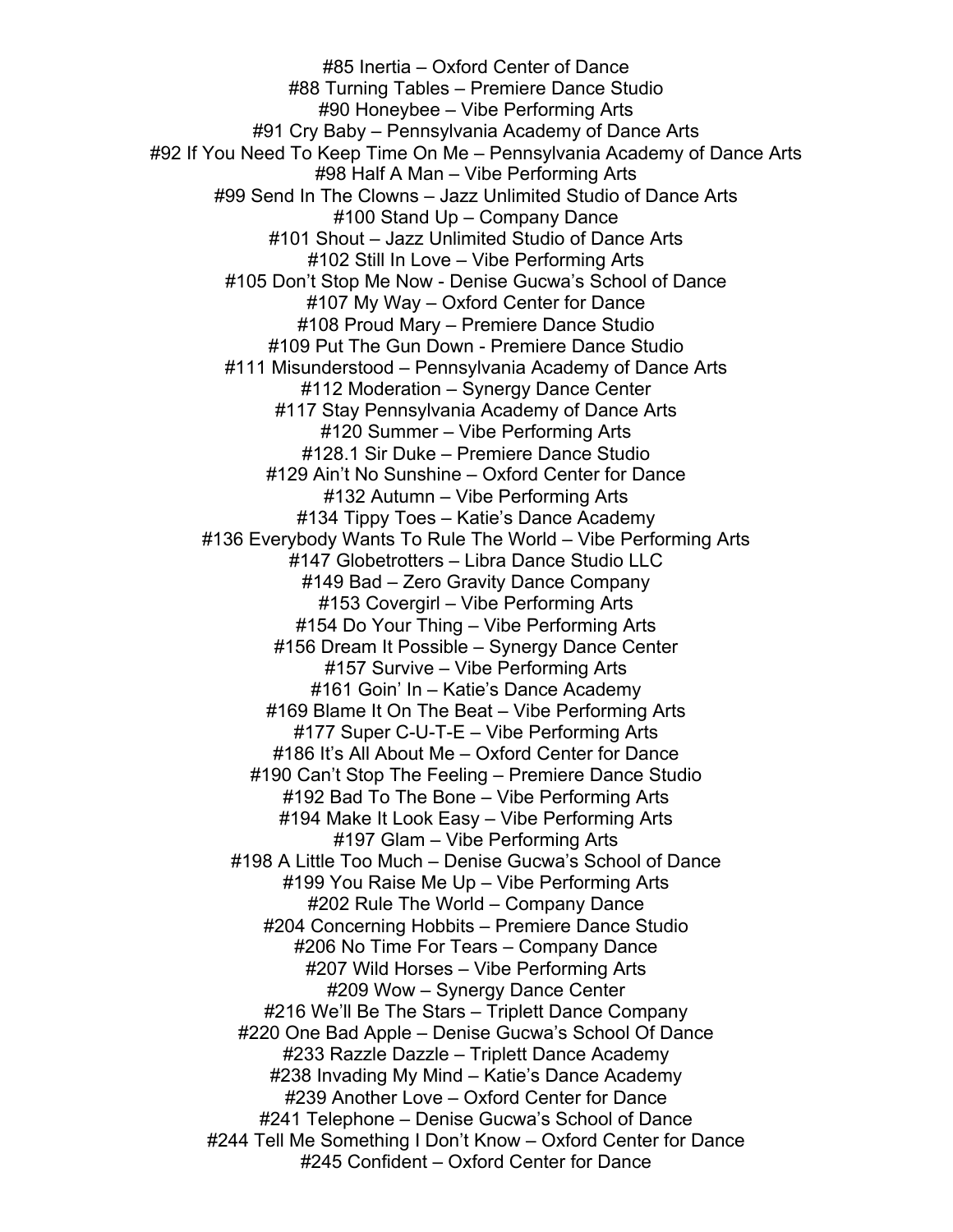#85 Inertia – Oxford Center of Dance
#88 Turning Tables – Premiere Dance Studio
#90 Honeybee – Vibe Performing Arts
#91 Cry Baby – Pennsylvania Academy of Dance Arts
#92 If You Need To Keep Time On Me – Pennsylvania Academy of Dance Arts
#98 Half A Man – Vibe Performing Arts
#99 Send In The Clowns – Jazz Unlimited Studio of Dance Arts
#100 Stand Up – Company Dance
#101 Shout – Jazz Unlimited Studio of Dance Arts
#102 Still In Love – Vibe Performing Arts
#105 Don't Stop Me Now - Denise Gucwa's School of Dance
#107 My Way – Oxford Center for Dance
#108 Proud Mary – Premiere Dance Studio
#109 Put The Gun Down - Premiere Dance Studio
#111 Misunderstood – Pennsylvania Academy of Dance Arts
#112 Moderation – Synergy Dance Center
#117 Stay Pennsylvania Academy of Dance Arts
#120 Summer – Vibe Performing Arts
#128.1 Sir Duke – Premiere Dance Studio
#129 Ain't No Sunshine – Oxford Center for Dance
#132 Autumn – Vibe Performing Arts
#134 Tippy Toes – Katie's Dance Academy
#136 Everybody Wants To Rule The World – Vibe Performing Arts
#147 Globetrotters – Libra Dance Studio LLC
#149 Bad – Zero Gravity Dance Company
#153 Covergirl – Vibe Performing Arts
#154 Do Your Thing – Vibe Performing Arts
#156 Dream It Possible – Synergy Dance Center
#157 Survive – Vibe Performing Arts
#161 Goin' In – Katie's Dance Academy
#169 Blame It On The Beat – Vibe Performing Arts
#177 Super C-U-T-E – Vibe Performing Arts
#186 It's All About Me – Oxford Center for Dance
#190 Can't Stop The Feeling – Premiere Dance Studio
#192 Bad To The Bone – Vibe Performing Arts
#194 Make It Look Easy – Vibe Performing Arts
#197 Glam – Vibe Performing Arts
#198 A Little Too Much – Denise Gucwa's School of Dance
#199 You Raise Me Up – Vibe Performing Arts
#202 Rule The World – Company Dance
#204 Concerning Hobbits – Premiere Dance Studio
#206 No Time For Tears – Company Dance
#207 Wild Horses – Vibe Performing Arts
#209 Wow – Synergy Dance Center
#216 We'll Be The Stars – Triplett Dance Company
#220 One Bad Apple – Denise Gucwa's School Of Dance
#233 Razzle Dazzle – Triplett Dance Academy
#238 Invading My Mind – Katie's Dance Academy
#239 Another Love – Oxford Center for Dance
#241 Telephone – Denise Gucwa's School of Dance
#244 Tell Me Something I Don't Know – Oxford Center for Dance
#245 Confident – Oxford Center for Dance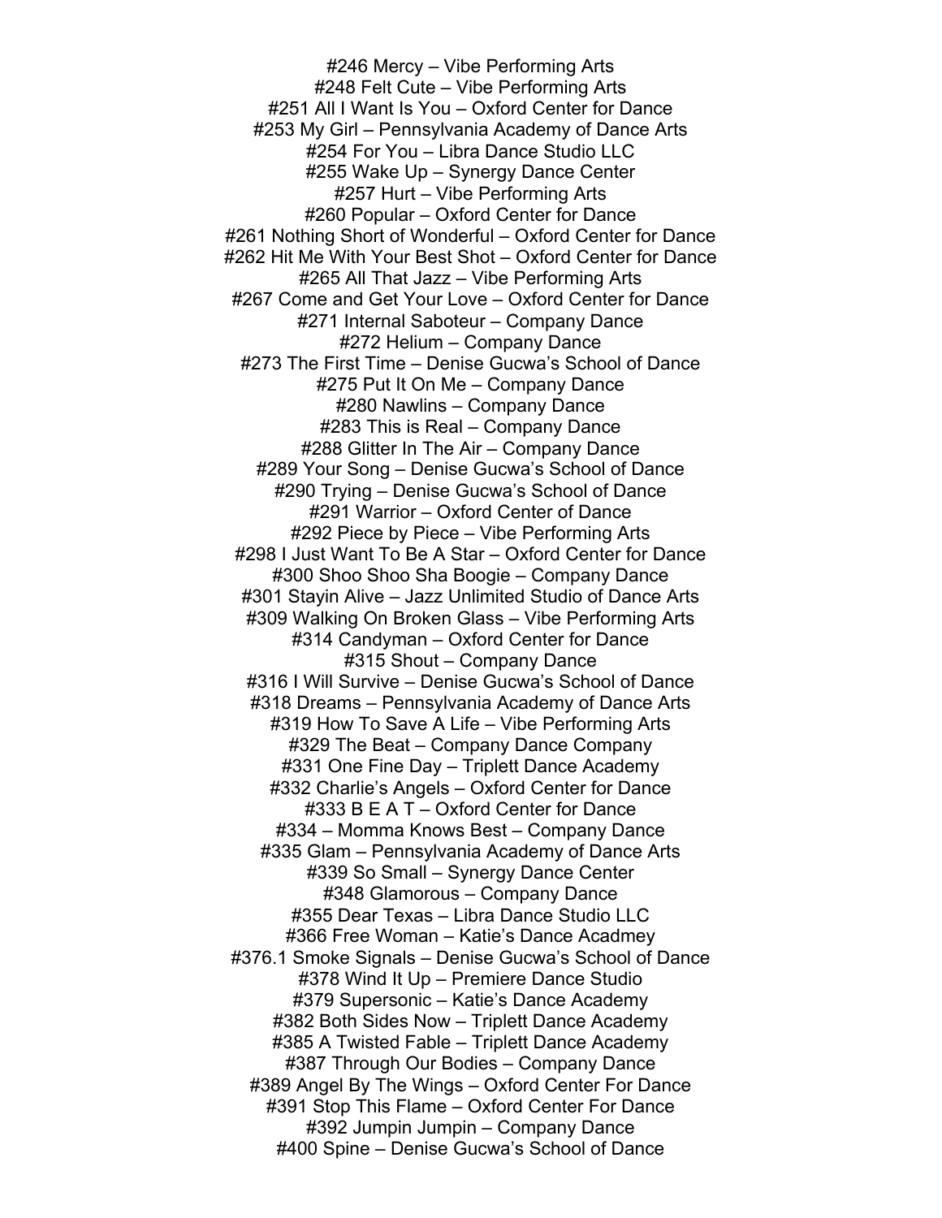#246 Mercy – Vibe Performing Arts
#248 Felt Cute – Vibe Performing Arts
#251 All I Want Is You – Oxford Center for Dance
#253 My Girl – Pennsylvania Academy of Dance Arts
#254 For You – Libra Dance Studio LLC
#255 Wake Up – Synergy Dance Center
#257 Hurt – Vibe Performing Arts
#260 Popular – Oxford Center for Dance
#261 Nothing Short of Wonderful – Oxford Center for Dance
#262 Hit Me With Your Best Shot – Oxford Center for Dance
#265 All That Jazz – Vibe Performing Arts
#267 Come and Get Your Love – Oxford Center for Dance
#271 Internal Saboteur – Company Dance
#272 Helium – Company Dance
#273 The First Time – Denise Gucwa's School of Dance
#275 Put It On Me – Company Dance
#280 Nawlins – Company Dance
#283 This is Real – Company Dance
#288 Glitter In The Air – Company Dance
#289 Your Song – Denise Gucwa's School of Dance
#290 Trying – Denise Gucwa's School of Dance
#291 Warrior – Oxford Center of Dance
#292 Piece by Piece – Vibe Performing Arts
#298 I Just Want To Be A Star – Oxford Center for Dance
#300 Shoo Shoo Sha Boogie – Company Dance
#301 Stayin Alive – Jazz Unlimited Studio of Dance Arts
#309 Walking On Broken Glass – Vibe Performing Arts
#314 Candyman – Oxford Center for Dance
#315 Shout – Company Dance
#316 I Will Survive – Denise Gucwa's School of Dance
#318 Dreams – Pennsylvania Academy of Dance Arts
#319 How To Save A Life – Vibe Performing Arts
#329 The Beat – Company Dance Company
#331 One Fine Day – Triplett Dance Academy
#332 Charlie's Angels – Oxford Center for Dance
#333 B E A T – Oxford Center for Dance
#334 – Momma Knows Best – Company Dance
#335 Glam – Pennsylvania Academy of Dance Arts
#339 So Small – Synergy Dance Center
#348 Glamorous – Company Dance
#355 Dear Texas – Libra Dance Studio LLC
#366 Free Woman – Katie's Dance Acadmey
#376.1 Smoke Signals – Denise Gucwa's School of Dance
#378 Wind It Up – Premiere Dance Studio
#379 Supersonic – Katie's Dance Academy
#382 Both Sides Now – Triplett Dance Academy
#385 A Twisted Fable – Triplett Dance Academy
#387 Through Our Bodies – Company Dance
#389 Angel By The Wings – Oxford Center For Dance
#391 Stop This Flame – Oxford Center For Dance
#392 Jumpin Jumpin – Company Dance
#400 Spine – Denise Gucwa's School of Dance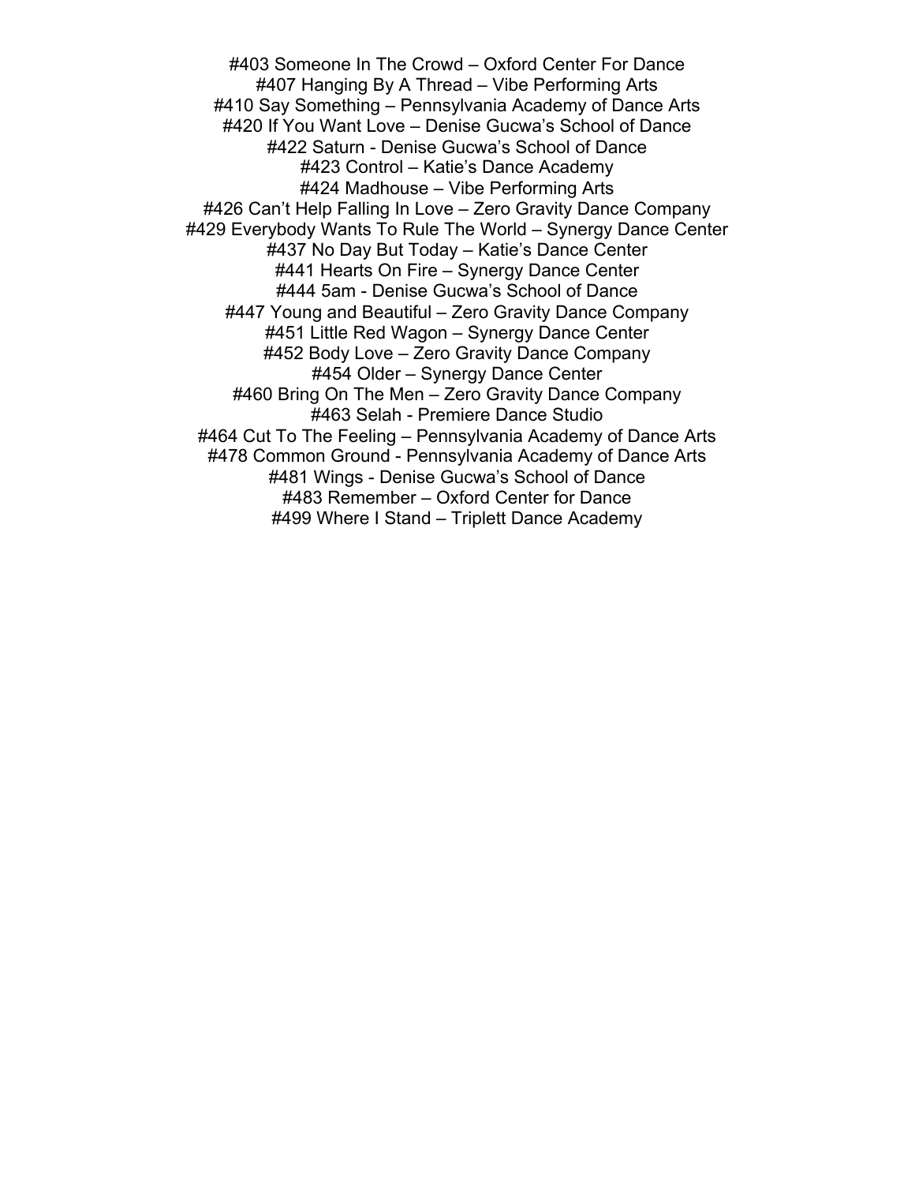#403 Someone In The Crowd – Oxford Center For Dance
#407 Hanging By A Thread – Vibe Performing Arts
#410 Say Something – Pennsylvania Academy of Dance Arts
#420 If You Want Love – Denise Gucwa's School of Dance
#422 Saturn - Denise Gucwa's School of Dance
#423 Control – Katie's Dance Academy
#424 Madhouse – Vibe Performing Arts
#426 Can't Help Falling In Love – Zero Gravity Dance Company
#429 Everybody Wants To Rule The World – Synergy Dance Center
#437 No Day But Today – Katie's Dance Center
#441 Hearts On Fire – Synergy Dance Center
#444 5am - Denise Gucwa's School of Dance
#447 Young and Beautiful – Zero Gravity Dance Company
#451 Little Red Wagon – Synergy Dance Center
#452 Body Love – Zero Gravity Dance Company
#454 Older – Synergy Dance Center
#460 Bring On The Men – Zero Gravity Dance Company
#463 Selah - Premiere Dance Studio
#464 Cut To The Feeling – Pennsylvania Academy of Dance Arts
#478 Common Ground - Pennsylvania Academy of Dance Arts
#481 Wings - Denise Gucwa's School of Dance
#483 Remember – Oxford Center for Dance
#499 Where I Stand – Triplett Dance Academy